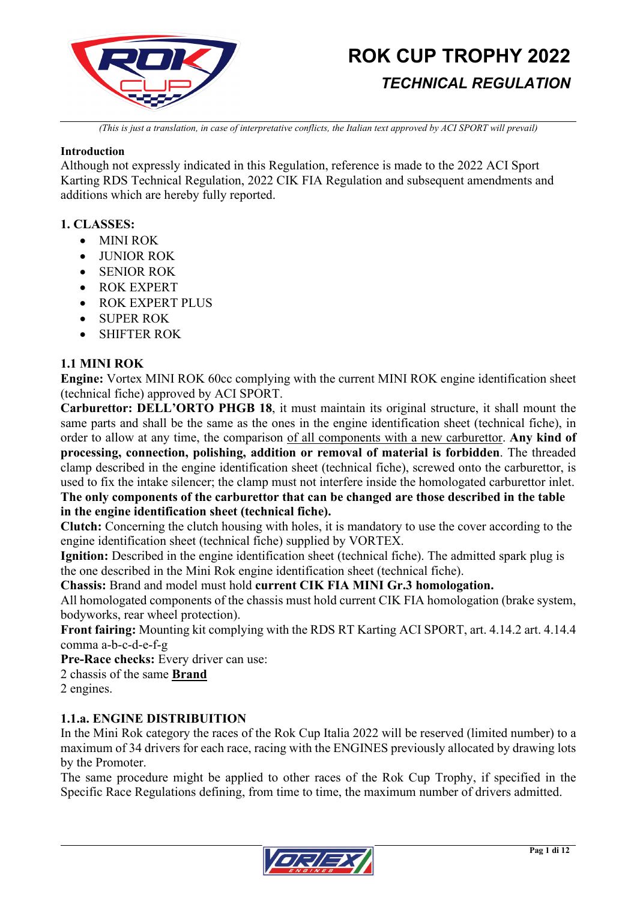# ROK CUP TROPHY 2022

## *TECHNICAL REGULATION*

*(This is just a translation, in case of interpretative conflicts, the Italian text approved by ACI SPORT will prevail)*

**Introduction**

Although not expressly indicated in this Regulation, reference is made to the 2022 ACI Sport Karting RDS Technical Regulation, 2022 CIK FIA Regulation and subsequent amendments and additions which are hereby fully reported.

**1. CLASSES:**

- MINI ROK
- JUNIOR ROK
- SENIOR ROK
- ROK EXPERT
- ROK EXPERT PLUS
- SUPER ROK
- SHIFTER ROK

**1.1 MINI ROK**

**Engine:** Vortex MINI ROK 60cc complying with the current MINI ROK engine identification sheet (technical fiche) approved by ACI SPORT.

**Carburettor: DELL'ORTO PHGB 18**, it must maintain its original structure, it shall mount the same parts and shall be the same as the ones in the engine identification sheet (technical fiche), in order to allow at any time, the comparison <u>of all components with a new carburettor</u>. **Any kind of processing, connection, polishing, addition or removal of material is forbidden**. The threaded clamp described in the engine identification sheet (technical fiche), screwed onto the carburettor, is used to fix the intake silencer; the clamp must not interfere inside the homologated carburettor inlet.

**The only components of the carburettor that can be changed are those described in the table in the engine identification sheet (technical fiche).**

**Clutch:** Concerning the clutch housing with holes, it is mandatory to use the cover according to the engine identification sheet (technical fiche) supplied by VORTEX.

**Ignition:** Described in the engine identification sheet (technical fiche). The admitted spark plug is the one described in the Mini Rok engine identification sheet (technical fiche).

**Chassis:** Brand and model must hold **current CIK FIA MINI Gr.3 homologation.**

All homologated components of the chassis must hold current CIK FIA homologation (brake system, bodyworks, rear wheel protection).

**Front fairing:** Mounting kit complying with the RDS RT Karting ACI SPORT, art. 4.14.2 art. 4.14.4 comma a-b-c-d-e-f-g

**Pre-Race checks:** Every driver can use:

2 chassis of the same **<u>Brand</u>**

2 engines.

**1.1.a. ENGINE DISTRIBUITION**

In the Mini Rok category the races of the Rok Cup Italia 2022 will be reserved (limited number) to a maximum of 34 drivers for each race, racing with the ENGINES previously allocated by drawing lots by the Promoter.

The same procedure might be applied to other races of the Rok Cup Trophy, if specified in the Specific Race Regulations defining, from time to time, the maximum number of drivers admitted.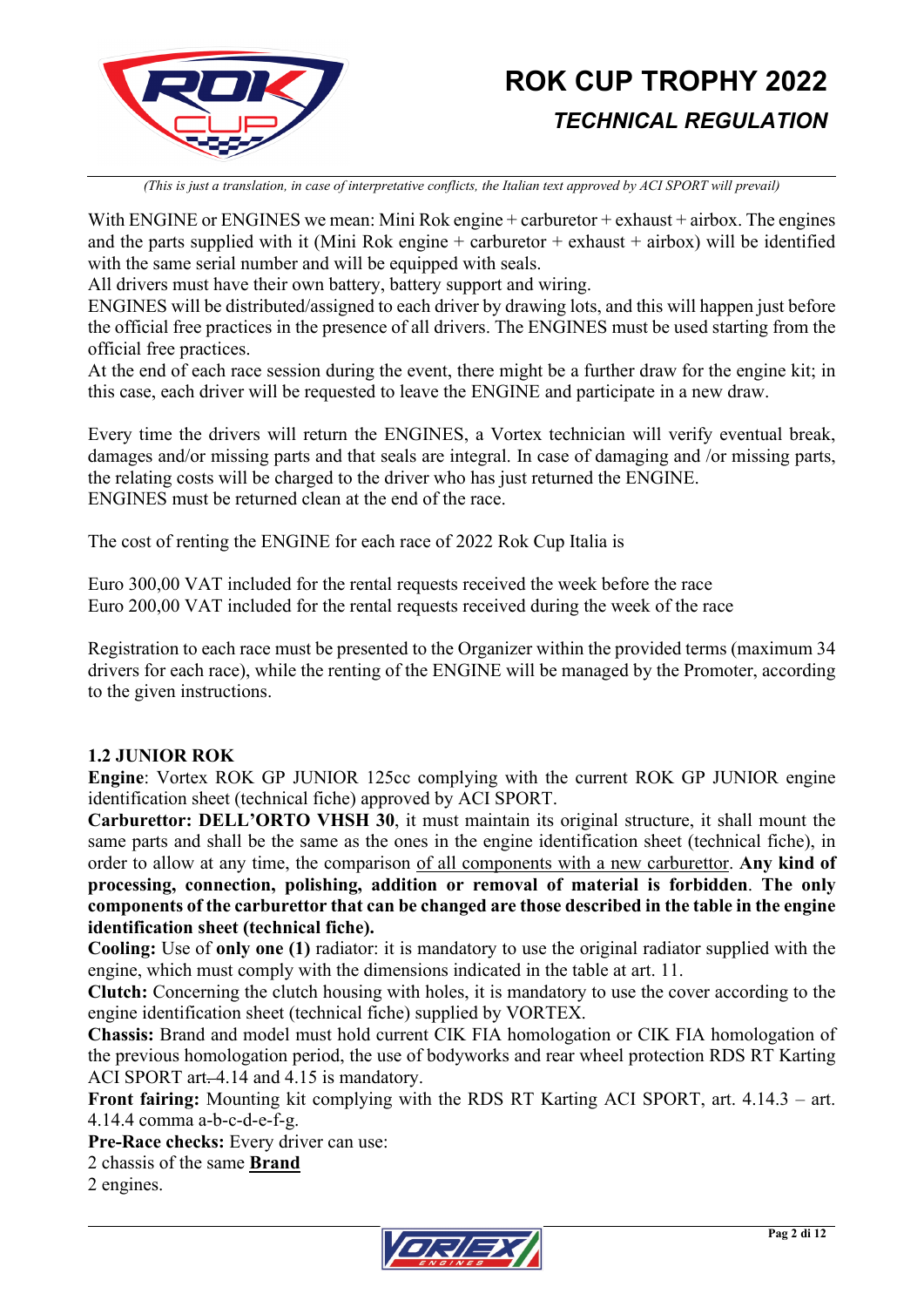*(This is just a translation, in case of interpretative conflicts, the Italian text approved by ACI SPORT will prevail)*

With ENGINE or ENGINES we mean: Mini Rok engine + carburetor + exhaust + airbox. The engines and the parts supplied with it (Mini Rok engine + carburetor + exhaust + airbox) will be identified with the same serial number and will be equipped with seals.
All drivers must have their own battery, battery support and wiring.
ENGINES will be distributed/assigned to each driver by drawing lots, and this will happen just before the official free practices in the presence of all drivers. The ENGINES must be used starting from the official free practices.
At the end of each race session during the event, there might be a further draw for the engine kit; in this case, each driver will be requested to leave the ENGINE and participate in a new draw.

Every time the drivers will return the ENGINES, a Vortex technician will verify eventual break, damages and/or missing parts and that seals are integral. In case of damaging and /or missing parts, the relating costs will be charged to the driver who has just returned the ENGINE.
ENGINES must be returned clean at the end of the race.

The cost of renting the ENGINE for each race of 2022 Rok Cup Italia is

Euro 300,00 VAT included for the rental requests received the week before the race
Euro 200,00 VAT included for the rental requests received during the week of the race

Registration to each race must be presented to the Organizer within the provided terms (maximum 34 drivers for each race), while the renting of the ENGINE will be managed by the Promoter, according to the given instructions.

### 1.2 JUNIOR ROK

**Engine**: Vortex ROK GP JUNIOR 125cc complying with the current ROK GP JUNIOR engine identification sheet (technical fiche) approved by ACI SPORT.
**Carburettor: DELL'ORTO VHSH 30**, it must maintain its original structure, it shall mount the same parts and shall be the same as the ones in the engine identification sheet (technical fiche), in order to allow at any time, the comparison <u>of all components with a new carburettor</u>. **Any kind of processing, connection, polishing, addition or removal of material is forbidden**. **The only components of the carburettor that can be changed are those described in the table in the engine identification sheet (technical fiche).**
**Cooling:** Use of **only one (1)** radiator: it is mandatory to use the original radiator supplied with the engine, which must comply with the dimensions indicated in the table at art. 11.
**Clutch:** Concerning the clutch housing with holes, it is mandatory to use the cover according to the engine identification sheet (technical fiche) supplied by VORTEX.
**Chassis:** Brand and model must hold current CIK FIA homologation or CIK FIA homologation of the previous homologation period, the use of bodyworks and rear wheel protection RDS RT Karting ACI SPORT art. 4.14 and 4.15 is mandatory.
**Front fairing:** Mounting kit complying with the RDS RT Karting ACI SPORT, art. 4.14.3 – art. 4.14.4 comma a-b-c-d-e-f-g.
**Pre-Race checks:** Every driver can use:
2 chassis of the same **<u>Brand</u>**
2 engines.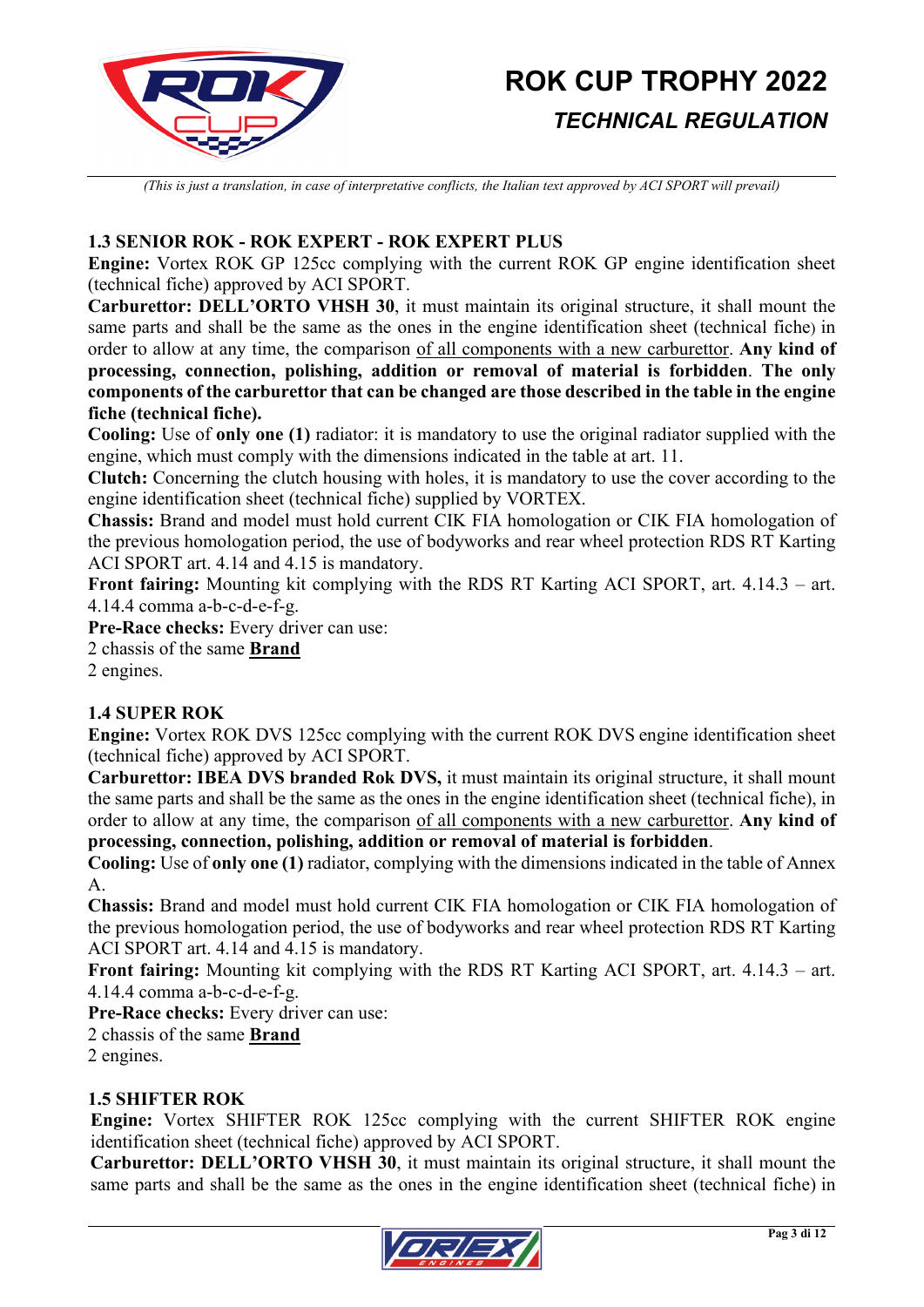(This is just a translation, in case of interpretative conflicts, the Italian text approved by ACI SPORT will prevail)

### 1.3 SENIOR ROK - ROK EXPERT - ROK EXPERT PLUS

**Engine:** Vortex ROK GP 125cc complying with the current ROK GP engine identification sheet (technical fiche) approved by ACI SPORT.

**Carburettor: DELL'ORTO VHSH 30**, it must maintain its original structure, it shall mount the same parts and shall be the same as the ones in the engine identification sheet (technical fiche) in order to allow at any time, the comparison of all components with a new carburettor. **Any kind of processing, connection, polishing, addition or removal of material is forbidden**. **The only components of the carburettor that can be changed are those described in the table in the engine fiche (technical fiche).**

**Cooling:** Use of **only one (1)** radiator: it is mandatory to use the original radiator supplied with the engine, which must comply with the dimensions indicated in the table at art. 11.

**Clutch:** Concerning the clutch housing with holes, it is mandatory to use the cover according to the engine identification sheet (technical fiche) supplied by VORTEX.

**Chassis:** Brand and model must hold current CIK FIA homologation or CIK FIA homologation of the previous homologation period, the use of bodyworks and rear wheel protection RDS RT Karting ACI SPORT art. 4.14 and 4.15 is mandatory.

**Front fairing:** Mounting kit complying with the RDS RT Karting ACI SPORT, art. 4.14.3 – art. 4.14.4 comma a-b-c-d-e-f-g.

**Pre-Race checks:** Every driver can use:
2 chassis of the same **Brand**
2 engines.

### 1.4 SUPER ROK

**Engine:** Vortex ROK DVS 125cc complying with the current ROK DVS engine identification sheet (technical fiche) approved by ACI SPORT.

**Carburettor: IBEA DVS branded Rok DVS,** it must maintain its original structure, it shall mount the same parts and shall be the same as the ones in the engine identification sheet (technical fiche), in order to allow at any time, the comparison of all components with a new carburettor. **Any kind of processing, connection, polishing, addition or removal of material is forbidden**.

**Cooling:** Use of **only one (1)** radiator, complying with the dimensions indicated in the table of Annex A.

**Chassis:** Brand and model must hold current CIK FIA homologation or CIK FIA homologation of the previous homologation period, the use of bodyworks and rear wheel protection RDS RT Karting ACI SPORT art. 4.14 and 4.15 is mandatory.

**Front fairing:** Mounting kit complying with the RDS RT Karting ACI SPORT, art. 4.14.3 – art. 4.14.4 comma a-b-c-d-e-f-g.

**Pre-Race checks:** Every driver can use:
2 chassis of the same **Brand**
2 engines.

### 1.5 SHIFTER ROK

**Engine:** Vortex SHIFTER ROK 125cc complying with the current SHIFTER ROK engine identification sheet (technical fiche) approved by ACI SPORT.

**Carburettor: DELL'ORTO VHSH 30**, it must maintain its original structure, it shall mount the same parts and shall be the same as the ones in the engine identification sheet (technical fiche) in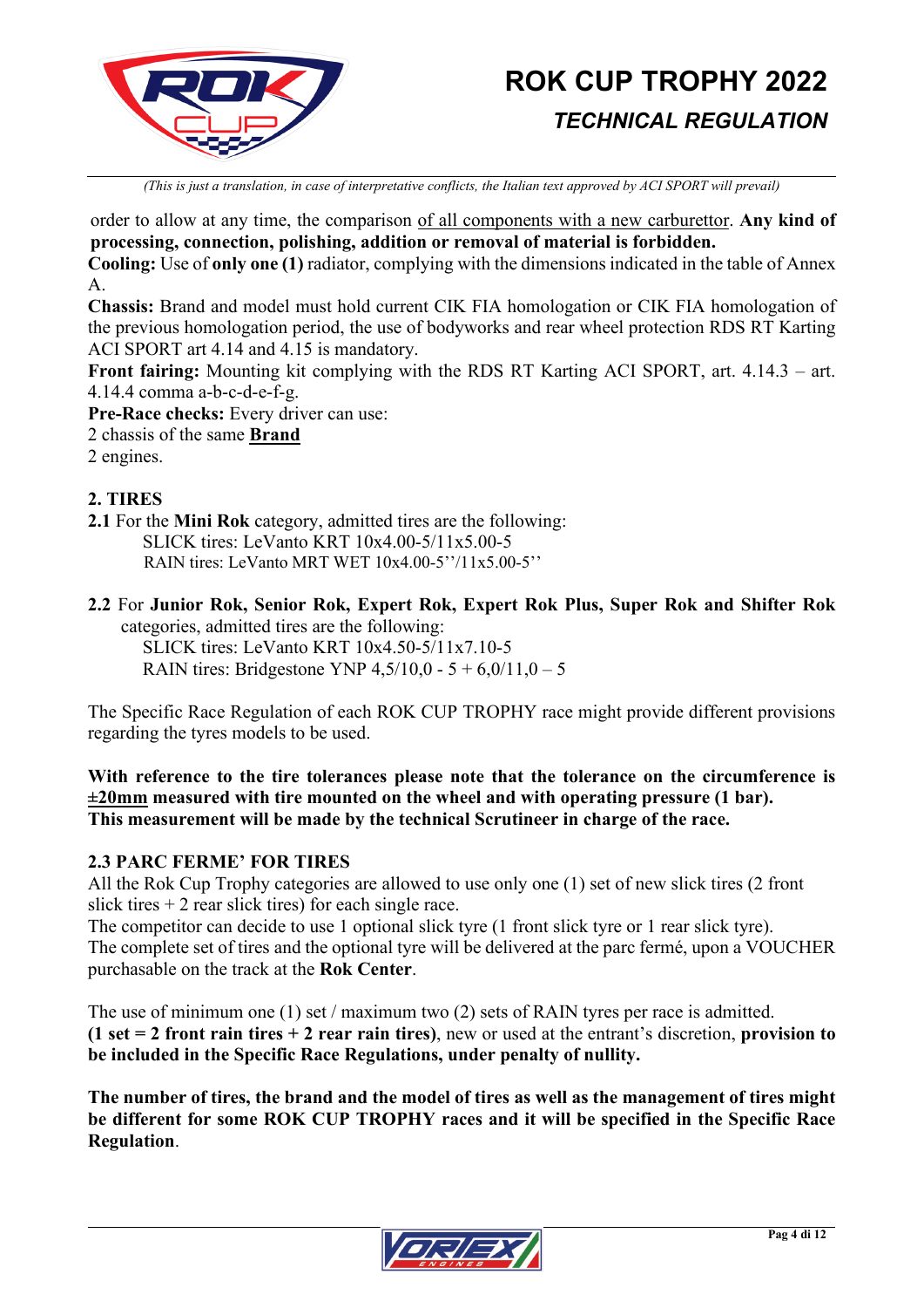order to allow at any time, the comparison of all components with a new carburettor. **Any kind of processing, connection, polishing, addition or removal of material is forbidden.**

**Cooling:** Use of **only one (1)** radiator, complying with the dimensions indicated in the table of Annex A.

**Chassis:** Brand and model must hold current CIK FIA homologation or CIK FIA homologation of the previous homologation period, the use of bodyworks and rear wheel protection RDS RT Karting ACI SPORT art 4.14 and 4.15 is mandatory.

**Front fairing:** Mounting kit complying with the RDS RT Karting ACI SPORT, art. 4.14.3 – art. 4.14.4 comma a-b-c-d-e-f-g.

**Pre-Race checks:** Every driver can use:

2 chassis of the same **Brand**

2 engines.

## 2. TIRES

**2.1** For the **Mini Rok** category, admitted tires are the following:

SLICK tires: LeVanto KRT 10x4.00-5/11x5.00-5

RAIN tires: LeVanto MRT WET 10x4.00-5''/11x5.00-5''

**2.2** For **Junior Rok, Senior Rok, Expert Rok, Expert Rok Plus, Super Rok and Shifter Rok** categories, admitted tires are the following:

SLICK tires: LeVanto KRT 10x4.50-5/11x7.10-5

RAIN tires: Bridgestone YNP 4,5/10,0 - 5 + 6,0/11,0 – 5

The Specific Race Regulation of each ROK CUP TROPHY race might provide different provisions regarding the tyres models to be used.

**With reference to the tire tolerances please note that the tolerance on the circumference is ±20mm measured with tire mounted on the wheel and with operating pressure (1 bar). This measurement will be made by the technical Scrutineer in charge of the race.**

### 2.3 PARC FERME' FOR TIRES

All the Rok Cup Trophy categories are allowed to use only one (1) set of new slick tires (2 front slick tires + 2 rear slick tires) for each single race.

The competitor can decide to use 1 optional slick tyre (1 front slick tyre or 1 rear slick tyre).

The complete set of tires and the optional tyre will be delivered at the parc fermé, upon a VOUCHER purchasable on the track at the **Rok Center**.

The use of minimum one (1) set / maximum two (2) sets of RAIN tyres per race is admitted. **(1 set = 2 front rain tires + 2 rear rain tires)**, new or used at the entrant's discretion, **provision to be included in the Specific Race Regulations, under penalty of nullity.**

**The number of tires, the brand and the model of tires as well as the management of tires might be different for some ROK CUP TROPHY races and it will be specified in the Specific Race Regulation**.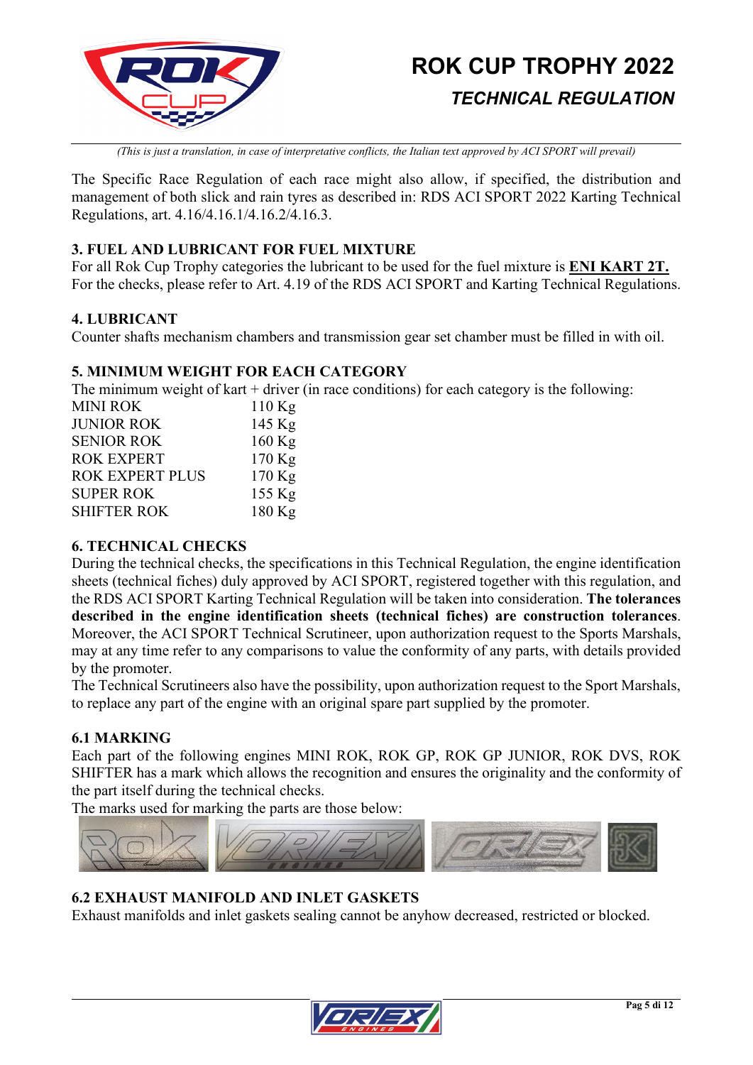(This is just a translation, in case of interpretative conflicts, the Italian text approved by ACI SPORT will prevail)

The Specific Race Regulation of each race might also allow, if specified, the distribution and management of both slick and rain tyres as described in: RDS ACI SPORT 2022 Karting Technical Regulations, art. 4.16/4.16.1/4.16.2/4.16.3.

## 3. FUEL AND LUBRICANT FOR FUEL MIXTURE

For all Rok Cup Trophy categories the lubricant to be used for the fuel mixture is **ENI KART 2T.**
For the checks, please refer to Art. 4.19 of the RDS ACI SPORT and Karting Technical Regulations.

## 4. LUBRICANT

Counter shafts mechanism chambers and transmission gear set chamber must be filled in with oil.

## 5. MINIMUM WEIGHT FOR EACH CATEGORY

The minimum weight of kart + driver (in race conditions) for each category is the following:

| | |
|---|---|
| MINI ROK | 110 Kg |
| JUNIOR ROK | 145 Kg |
| SENIOR ROK | 160 Kg |
| ROK EXPERT | 170 Kg |
| ROK EXPERT PLUS | 170 Kg |
| SUPER ROK | 155 Kg |
| SHIFTER ROK | 180 Kg |

## 6. TECHNICAL CHECKS

During the technical checks, the specifications in this Technical Regulation, the engine identification sheets (technical fiches) duly approved by ACI SPORT, registered together with this regulation, and the RDS ACI SPORT Karting Technical Regulation will be taken into consideration. **The tolerances described in the engine identification sheets (technical fiches) are construction tolerances**. Moreover, the ACI SPORT Technical Scrutineer, upon authorization request to the Sports Marshals, may at any time refer to any comparisons to value the conformity of any parts, with details provided by the promoter.

The Technical Scrutineers also have the possibility, upon authorization request to the Sport Marshals, to replace any part of the engine with an original spare part supplied by the promoter.

### 6.1 MARKING

Each part of the following engines MINI ROK, ROK GP, ROK GP JUNIOR, ROK DVS, ROK SHIFTER has a mark which allows the recognition and ensures the originality and the conformity of the part itself during the technical checks.

The marks used for marking the parts are those below:

### 6.2 EXHAUST MANIFOLD AND INLET GASKETS

Exhaust manifolds and inlet gaskets sealing cannot be anyhow decreased, restricted or blocked.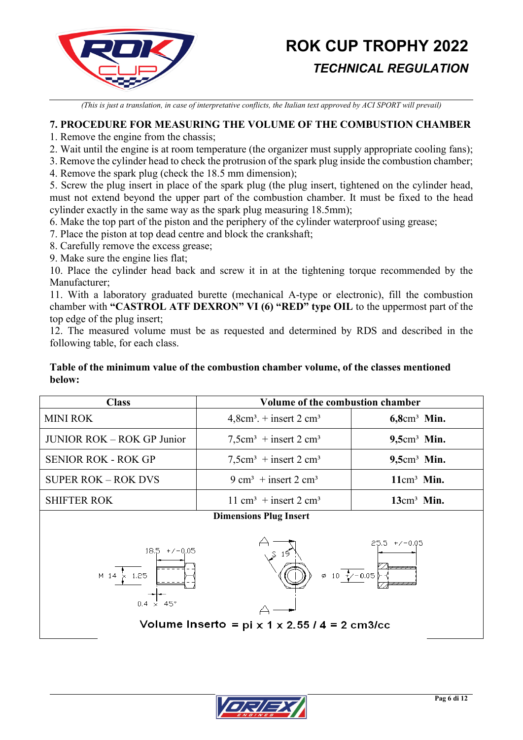*(This is just a translation, in case of interpretative conflicts, the Italian text approved by ACI SPORT will prevail)*

## 7. PROCEDURE FOR MEASURING THE VOLUME OF THE COMBUSTION CHAMBER

1. Remove the engine from the chassis;
2. Wait until the engine is at room temperature (the organizer must supply appropriate cooling fans);
3. Remove the cylinder head to check the protrusion of the spark plug inside the combustion chamber;
4. Remove the spark plug (check the 18.5 mm dimension);
5. Screw the plug insert in place of the spark plug (the plug insert, tightened on the cylinder head, must not extend beyond the upper part of the combustion chamber. It must be fixed to the head cylinder exactly in the same way as the spark plug measuring 18.5mm);
6. Make the top part of the piston and the periphery of the cylinder waterproof using grease;
7. Place the piston at top dead centre and block the crankshaft;
8. Carefully remove the excess grease;
9. Make sure the engine lies flat;
10. Place the cylinder head back and screw it in at the tightening torque recommended by the Manufacturer;
11. With a laboratory graduated burette (mechanical A-type or electronic), fill the combustion chamber with **"CASTROL ATF DEXRON" VI (6) "RED" type OIL** to the uppermost part of the top edge of the plug insert;
12. The measured volume must be as requested and determined by RDS and described in the following table, for each class.

**Table of the minimum value of the combustion chamber volume, of the classes mentioned below:**

| Class | Volume of the combustion chamber | |
|---|---|---|
| MINI ROK | 4,8cm³. + insert 2 cm³ | **6,8**cm³ **Min.** |
| JUNIOR ROK – ROK GP Junior | 7,5cm³ + insert 2 cm³ | **9,5**cm³ **Min.** |
| SENIOR ROK - ROK GP | 7,5cm³ + insert 2 cm³ | **9,5**cm³ **Min.** |
| SUPER ROK – ROK DVS | 9 cm³ + insert 2 cm³ | **11**cm³ **Min.** |
| SHIFTER ROK | 11 cm³ + insert 2 cm³ | **13**cm³ **Min.** |

**Dimensions Plug Insert**

18.5 +/-0.05

M 14 x 1.25

0.4 x 45°

S 19

A

⌀ 10 +/-0.05

25.5 +/-0.05

Volume Inserto = pi x 1 x 2.55 / 4 = 2 cm3/cc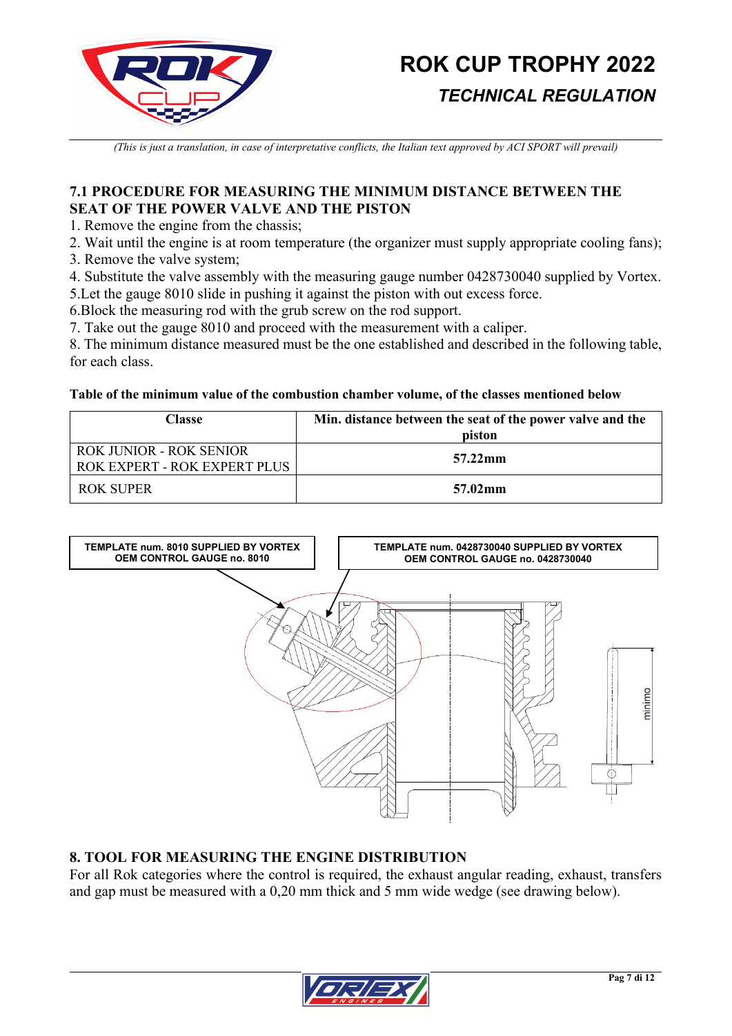*(This is just a translation, in case of interpretative conflicts, the Italian text approved by ACI SPORT will prevail)*

## 7.1 PROCEDURE FOR MEASURING THE MINIMUM DISTANCE BETWEEN THE SEAT OF THE POWER VALVE AND THE PISTON

1. Remove the engine from the chassis;
2. Wait until the engine is at room temperature (the organizer must supply appropriate cooling fans);
3. Remove the valve system;
4. Substitute the valve assembly with the measuring gauge number 0428730040 supplied by Vortex.
5. Let the gauge 8010 slide in pushing it against the piston with out excess force.
6. Block the measuring rod with the grub screw on the rod support.
7. Take out the gauge 8010 and proceed with the measurement with a caliper.
8. The minimum distance measured must be the one established and described in the following table, for each class.

**Table of the minimum value of the combustion chamber volume, of the classes mentioned below**

| Classe | Min. distance between the seat of the power valve and the piston |
|---|---|
| ROK JUNIOR - ROK SENIOR<br>ROK EXPERT - ROK EXPERT PLUS | **57.22mm** |
| ROK SUPER | **57.02mm** |

**TEMPLATE num. 8010 SUPPLIED BY VORTEX**
**OEM CONTROL GAUGE no. 8010**

**TEMPLATE num. 0428730040 SUPPLIED BY VORTEX**
**OEM CONTROL GAUGE no. 0428730040**

minimo

## 8. TOOL FOR MEASURING THE ENGINE DISTRIBUTION

For all Rok categories where the control is required, the exhaust angular reading, exhaust, transfers and gap must be measured with a 0,20 mm thick and 5 mm wide wedge (see drawing below).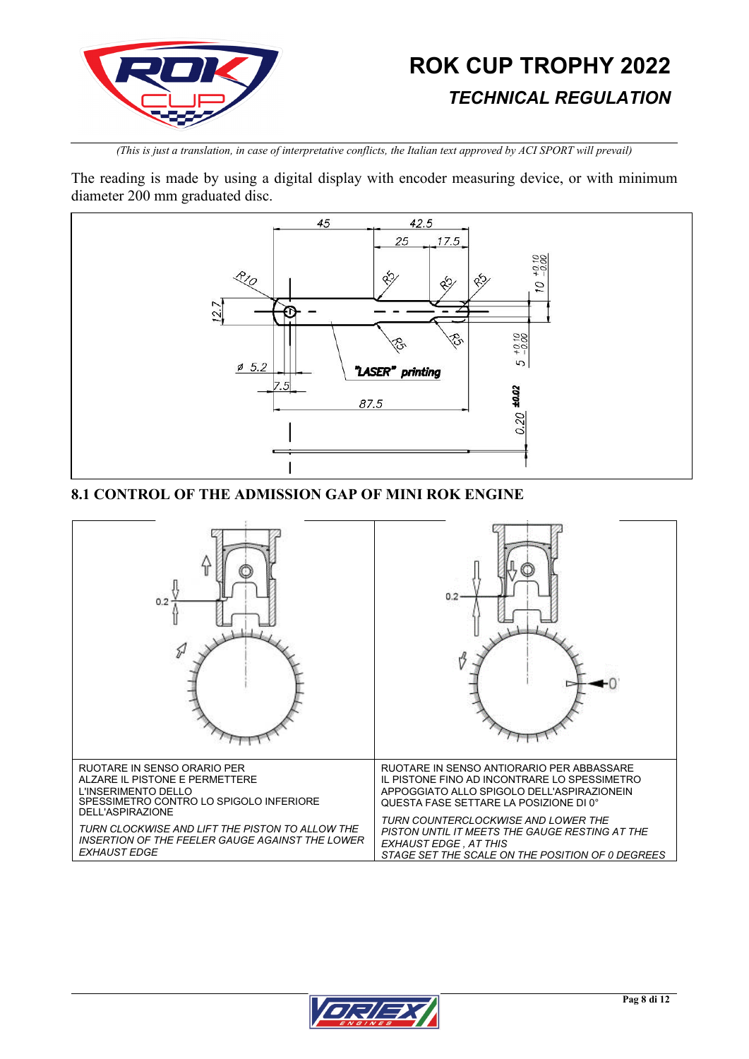*(This is just a translation, in case of interpretative conflicts, the Italian text approved by ACI SPORT will prevail)*

The reading is made by using a digital display with encoder measuring device, or with minimum diameter 200 mm graduated disc.

## 8.1 CONTROL OF THE ADMISSION GAP OF MINI ROK ENGINE

| RUOTARE IN SENSO ORARIO PER ALZARE IL PISTONE E PERMETTERE L'INSERIMENTO DELLO SPESSIMETRO CONTRO LO SPIGOLO INFERIORE DELL'ASPIRAZIONE<br><br>*TURN CLOCKWISE AND LIFT THE PISTON TO ALLOW THE INSERTION OF THE FEELER GAUGE AGAINST THE LOWER EXHAUST EDGE* | RUOTARE IN SENSO ANTIORARIO PER ABBASSARE IL PISTONE FINO AD INCONTRARE LO SPESSIMETRO APPOGGIATO ALLO SPIGOLO DELL'ASPIRAZIONEIN QUESTA FASE SETTARE LA POSIZIONE DI 0°<br><br>*TURN COUNTERCLOCKWISE AND LOWER THE PISTON UNTIL IT MEETS THE GAUGE RESTING AT THE EXHAUST EDGE , AT THIS STAGE SET THE SCALE ON THE POSITION OF 0 DEGREES* |
|---|---|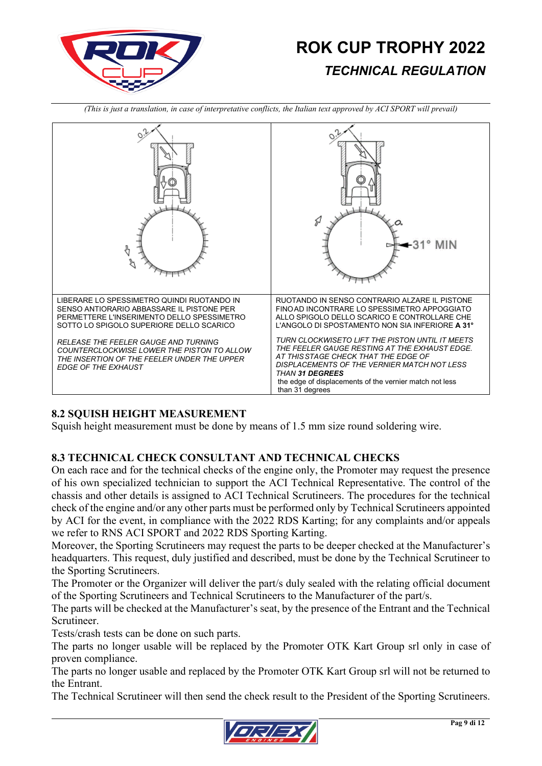*(This is just a translation, in case of interpretative conflicts, the Italian text approved by ACI SPORT will prevail)*

| | |
|---|---|
| LIBERARE LO SPESSIMETRO QUINDI RUOTANDO IN SENSO ANTIORARIO ABBASSARE IL PISTONE PER PERMETTERE L'INSERIMENTO DELLO SPESSIMETRO SOTTO LO SPIGOLO SUPERIORE DELLO SCARICO<br><br>*RELEASE THE FEELER GAUGE AND TURNING COUNTERCLOCKWISE LOWER THE PISTON TO ALLOW THE INSERTION OF THE FEELER UNDER THE UPPER EDGE OF THE EXHAUST* | RUOTANDO IN SENSO CONTRARIO ALZARE IL PISTONE FINO AD INCONTRARE LO SPESSIMETRO APPOGGIATO ALLO SPIGOLO DELLO SCARICO E CONTROLLARE CHE L'ANGOLO DI SPOSTAMENTO NON SIA INFERIORE **A 31°**<br><br>*TURN CLOCKWISETO LIFT THE PISTON UNTIL IT MEETS THE FEELER GAUGE RESTING AT THE EXHAUST EDGE. AT THIS STAGE CHECK THAT THE EDGE OF DISPLACEMENTS OF THE VERNIER MATCH NOT LESS THAN* ***31 DEGREES***<br>the edge of displacements of the vernier match not less than 31 degrees |

## 8.2 SQUISH HEIGHT MEASUREMENT

Squish height measurement must be done by means of 1.5 mm size round soldering wire.

## 8.3 TECHNICAL CHECK CONSULTANT AND TECHNICAL CHECKS

On each race and for the technical checks of the engine only, the Promoter may request the presence of his own specialized technician to support the ACI Technical Representative. The control of the chassis and other details is assigned to ACI Technical Scrutineers. The procedures for the technical check of the engine and/or any other parts must be performed only by Technical Scrutineers appointed by ACI for the event, in compliance with the 2022 RDS Karting; for any complaints and/or appeals we refer to RNS ACI SPORT and 2022 RDS Sporting Karting.

Moreover, the Sporting Scrutineers may request the parts to be deeper checked at the Manufacturer's headquarters. This request, duly justified and described, must be done by the Technical Scrutineer to the Sporting Scrutineers.

The Promoter or the Organizer will deliver the part/s duly sealed with the relating official document of the Sporting Scrutineers and Technical Scrutineers to the Manufacturer of the part/s.

The parts will be checked at the Manufacturer's seat, by the presence of the Entrant and the Technical Scrutineer.

Tests/crash tests can be done on such parts.

The parts no longer usable will be replaced by the Promoter OTK Kart Group srl only in case of proven compliance.

The parts no longer usable and replaced by the Promoter OTK Kart Group srl will not be returned to the Entrant.

The Technical Scrutineer will then send the check result to the President of the Sporting Scrutineers.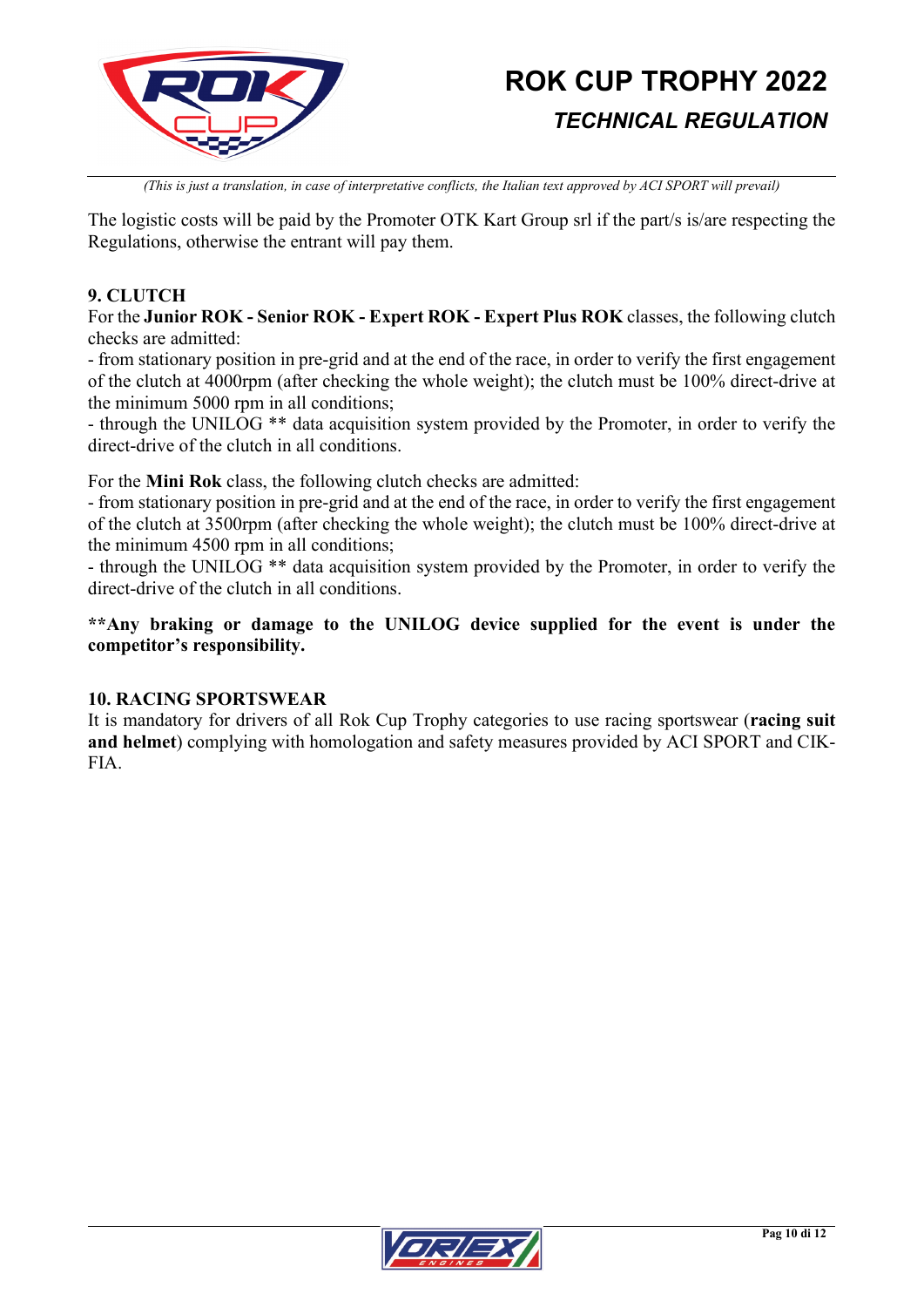The logistic costs will be paid by the Promoter OTK Kart Group srl if the part/s is/are respecting the Regulations, otherwise the entrant will pay them.

### 9. CLUTCH

For the **Junior ROK - Senior ROK - Expert ROK - Expert Plus ROK** classes, the following clutch checks are admitted:

- from stationary position in pre-grid and at the end of the race, in order to verify the first engagement of the clutch at 4000rpm (after checking the whole weight); the clutch must be 100% direct-drive at the minimum 5000 rpm in all conditions;
- through the UNILOG ** data acquisition system provided by the Promoter, in order to verify the direct-drive of the clutch in all conditions.

For the **Mini Rok** class, the following clutch checks are admitted:

- from stationary position in pre-grid and at the end of the race, in order to verify the first engagement of the clutch at 3500rpm (after checking the whole weight); the clutch must be 100% direct-drive at the minimum 4500 rpm in all conditions;
- through the UNILOG ** data acquisition system provided by the Promoter, in order to verify the direct-drive of the clutch in all conditions.

****Any braking or damage to the UNILOG device supplied for the event is under the competitor's responsibility.**

### 10. RACING SPORTSWEAR

It is mandatory for drivers of all Rok Cup Trophy categories to use racing sportswear (**racing suit and helmet**) complying with homologation and safety measures provided by ACI SPORT and CIK-FIA.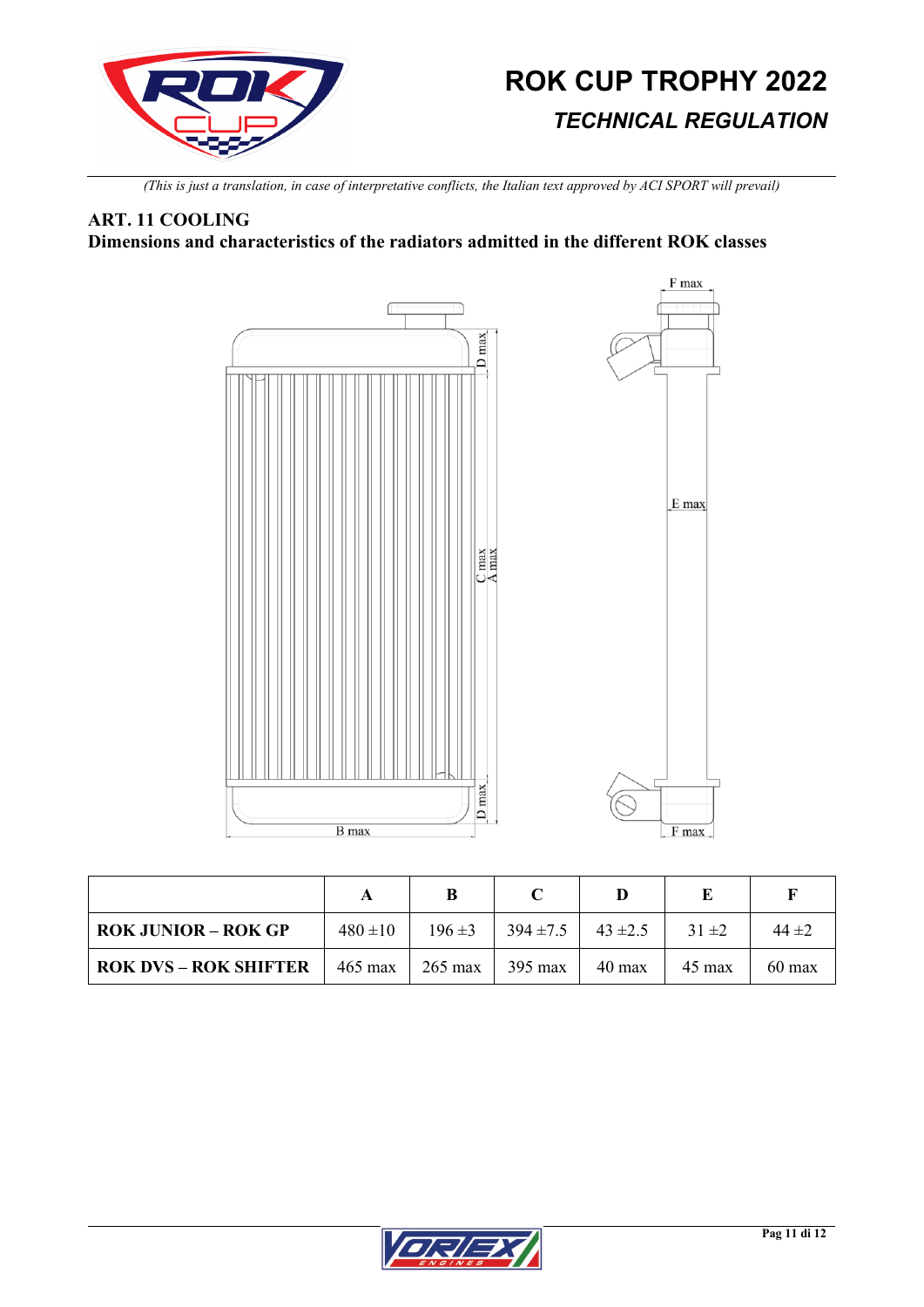*(This is just a translation, in case of interpretative conflicts, the Italian text approved by ACI SPORT will prevail)*

## ART. 11 COOLING

**Dimensions and characteristics of the radiators admitted in the different ROK classes**

| | A | B | C | D | E | F |
|---|---|---|---|---|---|---|
| **ROK JUNIOR – ROK GP** | 480 ±10 | 196 ±3 | 394 ±7.5 | 43 ±2.5 | 31 ±2 | 44 ±2 |
| **ROK DVS – ROK SHIFTER** | 465 max | 265 max | 395 max | 40 max | 45 max | 60 max |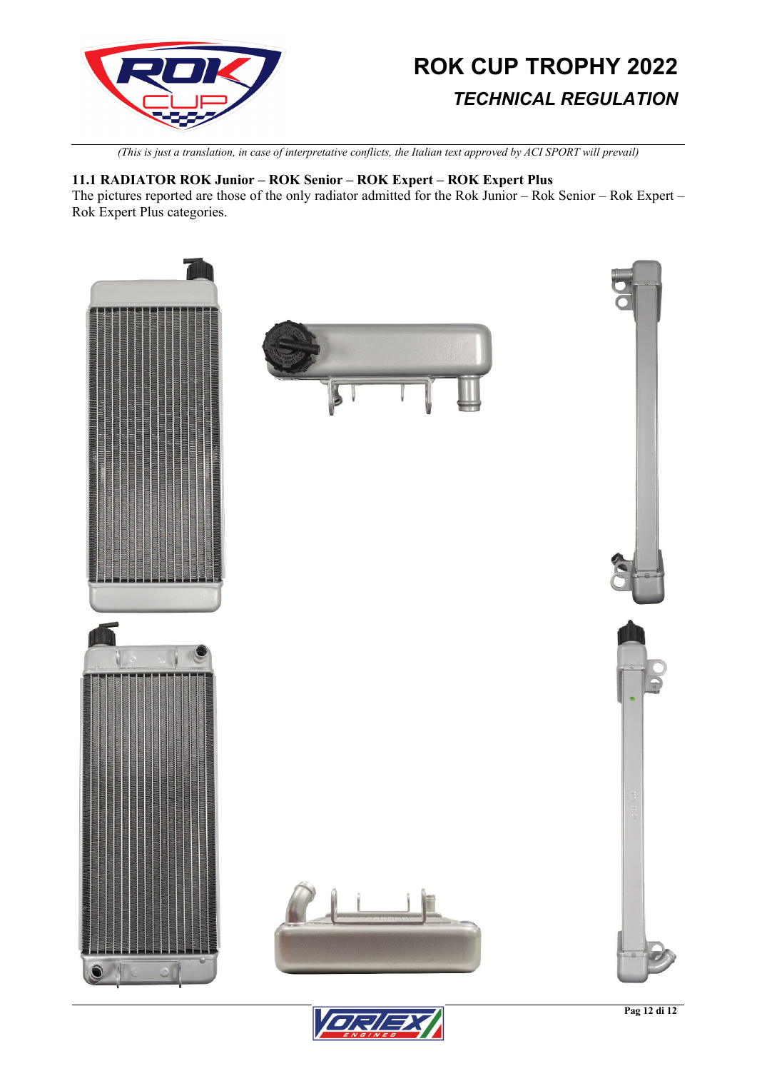## 11.1 RADIATOR ROK Junior – ROK Senior – ROK Expert – ROK Expert Plus

The pictures reported are those of the only radiator admitted for the Rok Junior – Rok Senior – Rok Expert – Rok Expert Plus categories.